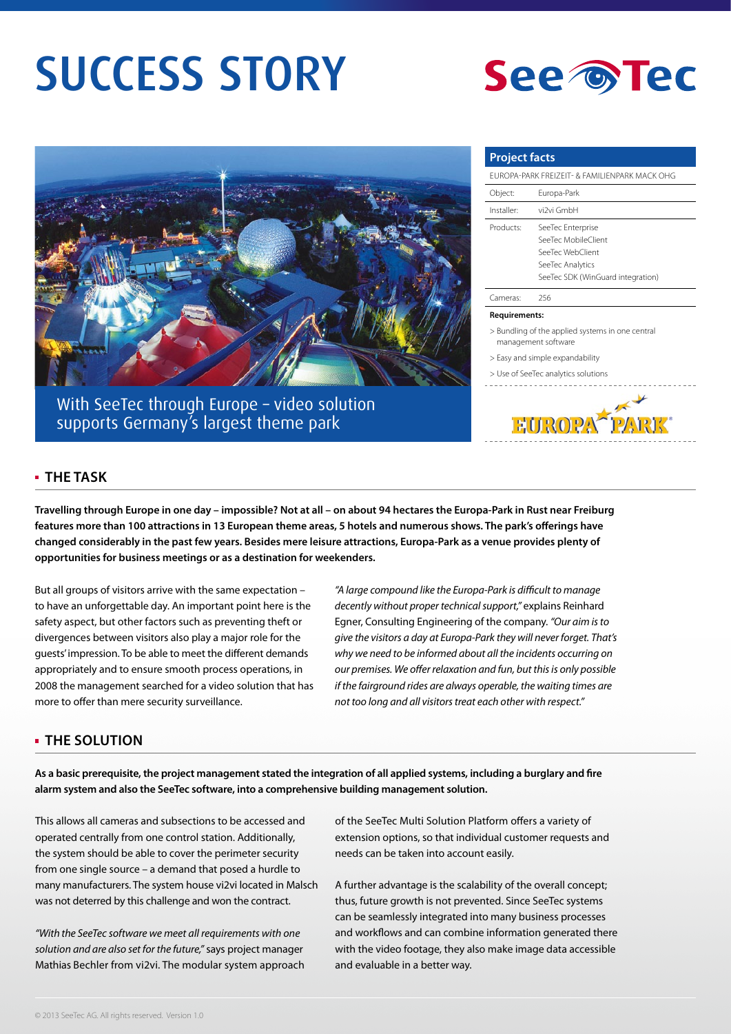# SUCCESS STORY

With SeeTec through Europe – video solution supports Germany's largest theme park

## Project facts

EUROPA-PARK FREIZEIT- & FAMILIENPARK MACK OHG

| | |
|---|---|
| Object: | Europa-Park |
| Installer: | vi2vi GmbH |
| Products: | SeeTec Enterprise<br>SeeTec MobileClient<br>SeeTec WebClient<br>SeeTec Analytics<br>SeeTec SDK (WinGuard integration) |
| Cameras: | 256 |

**Requirements:**

> Bundling of the applied systems in one central management software

> Easy and simple expandability

> Use of SeeTec analytics solutions

## THE TASK

**Travelling through Europe in one day – impossible? Not at all – on about 94 hectares the Europa-Park in Rust near Freiburg features more than 100 attractions in 13 European theme areas, 5 hotels and numerous shows. The park's offerings have changed considerably in the past few years. Besides mere leisure attractions, Europa-Park as a venue provides plenty of opportunities for business meetings or as a destination for weekenders.**

But all groups of visitors arrive with the same expectation – to have an unforgettable day. An important point here is the safety aspect, but other factors such as preventing theft or divergences between visitors also play a major role for the guests' impression. To be able to meet the different demands appropriately and to ensure smooth process operations, in 2008 the management searched for a video solution that has more to offer than mere security surveillance.

*"A large compound like the Europa-Park is difficult to manage decently without proper technical support,"* explains Reinhard Egner, Consulting Engineering of the company. *"Our aim is to give the visitors a day at Europa-Park they will never forget. That's why we need to be informed about all the incidents occurring on our premises. We offer relaxation and fun, but this is only possible if the fairground rides are always operable, the waiting times are not too long and all visitors treat each other with respect."*

## THE SOLUTION

**As a basic prerequisite, the project management stated the integration of all applied systems, including a burglary and fire alarm system and also the SeeTec software, into a comprehensive building management solution.**

This allows all cameras and subsections to be accessed and operated centrally from one control station. Additionally, the system should be able to cover the perimeter security from one single source – a demand that posed a hurdle to many manufacturers. The system house vi2vi located in Malsch was not deterred by this challenge and won the contract.

*"With the SeeTec software we meet all requirements with one solution and are also set for the future,"* says project manager Mathias Bechler from vi2vi. The modular system approach of the SeeTec Multi Solution Platform offers a variety of extension options, so that individual customer requests and needs can be taken into account easily.

A further advantage is the scalability of the overall concept; thus, future growth is not prevented. Since SeeTec systems can be seamlessly integrated into many business processes and workflows and can combine information generated there with the video footage, they also make image data accessible and evaluable in a better way.

© 2013 SeeTec AG. All rights reserved. Version 1.0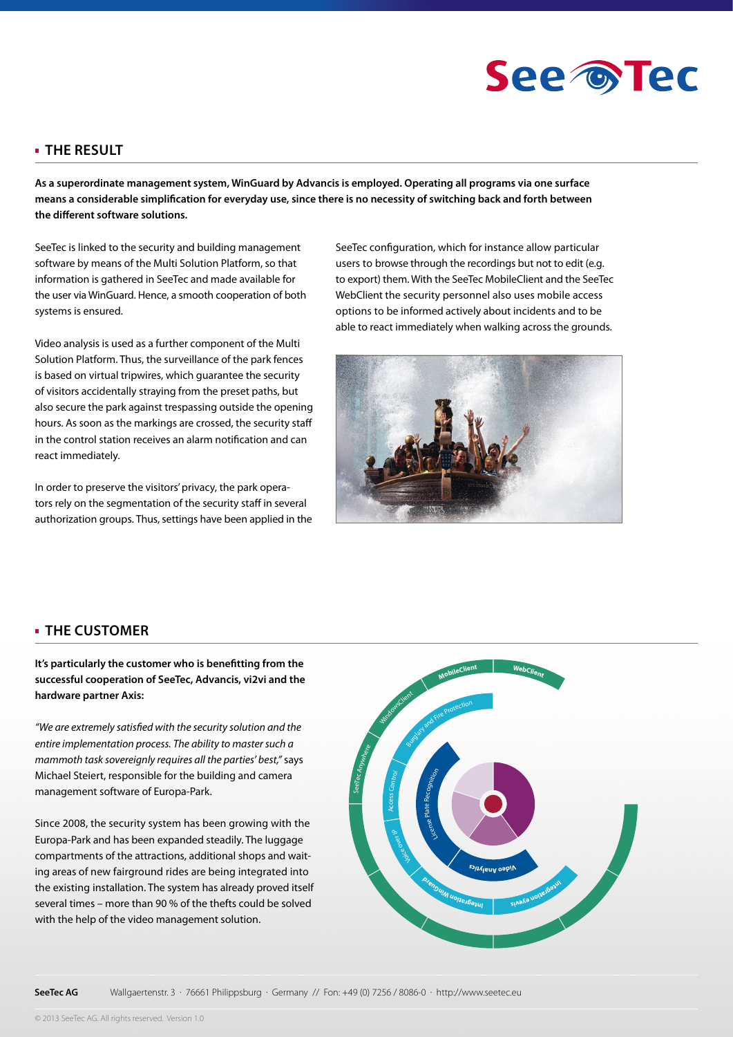## THE RESULT

**As a superordinate management system, WinGuard by Advancis is employed. Operating all programs via one surface means a considerable simplification for everyday use, since there is no necessity of switching back and forth between the different software solutions.**

SeeTec is linked to the security and building management software by means of the Multi Solution Platform, so that information is gathered in SeeTec and made available for the user via WinGuard. Hence, a smooth cooperation of both systems is ensured.

Video analysis is used as a further component of the Multi Solution Platform. Thus, the surveillance of the park fences is based on virtual tripwires, which guarantee the security of visitors accidentally straying from the preset paths, but also secure the park against trespassing outside the opening hours. As soon as the markings are crossed, the security staff in the control station receives an alarm notification and can react immediately.

In order to preserve the visitors' privacy, the park operators rely on the segmentation of the security staff in several authorization groups. Thus, settings have been applied in the SeeTec configuration, which for instance allow particular users to browse through the recordings but not to edit (e.g. to export) them. With the SeeTec MobileClient and the SeeTec WebClient the security personnel also uses mobile access options to be informed actively about incidents and to be able to react immediately when walking across the grounds.

## THE CUSTOMER

**It's particularly the customer who is benefitting from the successful cooperation of SeeTec, Advancis, vi2vi and the hardware partner Axis:**

*"We are extremely satisfied with the security solution and the entire implementation process. The ability to master such a mammoth task sovereignly requires all the parties' best,"* says Michael Steiert, responsible for the building and camera management software of Europa-Park.

Since 2008, the security system has been growing with the Europa-Park and has been expanded steadily. The luggage compartments of the attractions, additional shops and waiting areas of new fairground rides are being integrated into the existing installation. The system has already proved itself several times – more than 90 % of the thefts could be solved with the help of the video management solution.

MobileClient
WebClient
WindowsClient
Burglary and Fire Protection
SeeTec Anywhere
Access Control
License Plate Recognition
Voice over IP
Video Analytics
Integration WinGuard
Integration eyevis

**SeeTec AG** Wallgaertenstr. 3 · 76661 Philippsburg · Germany // Fon: +49 (0) 7256 / 8086-0 · http://www.seetec.eu

© 2013 SeeTec AG. All rights reserved. Version 1.0